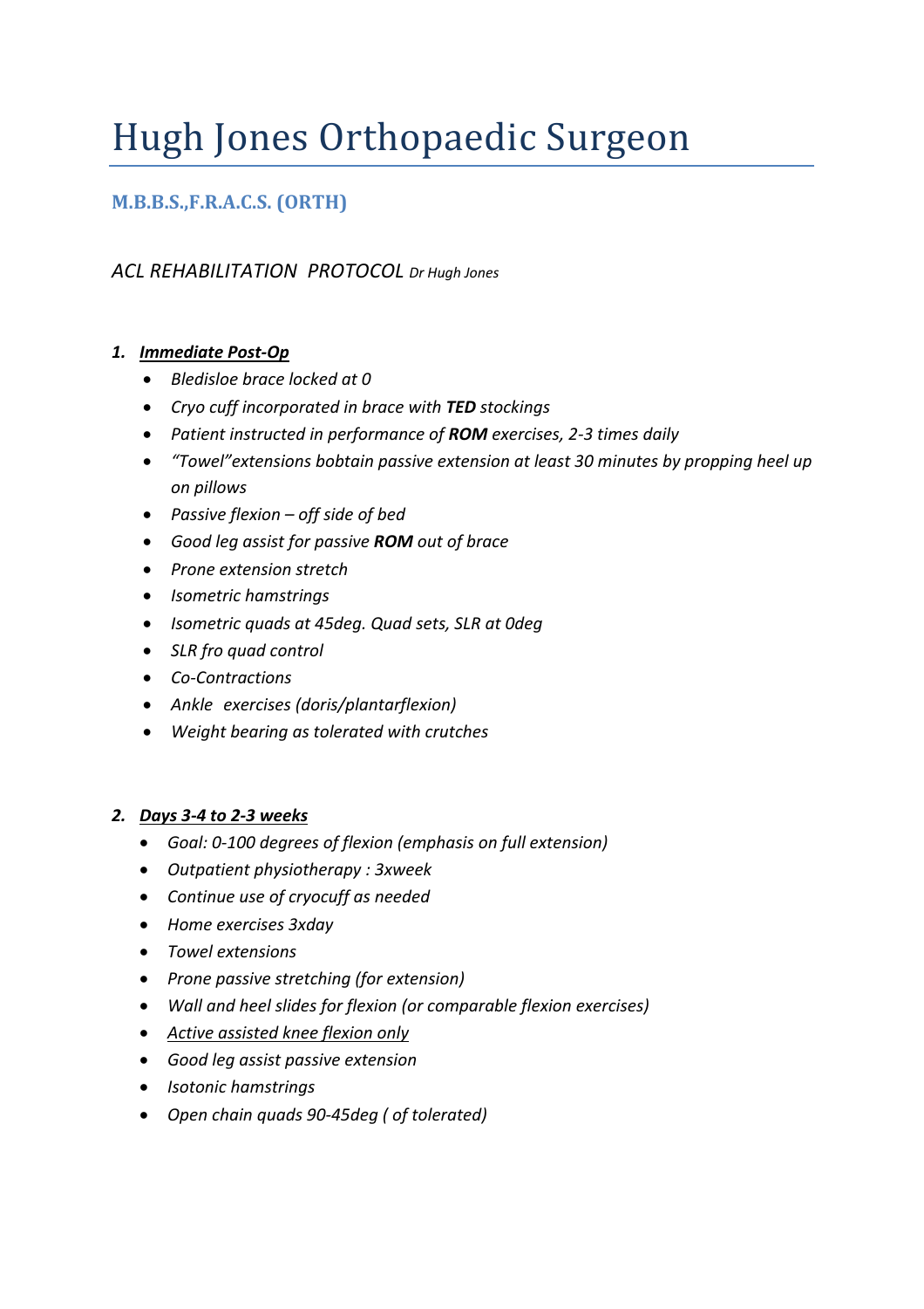# Hugh Jones Orthopaedic Surgeon

## M.B.B.S.,F.R.A.C.S. (ORTH)

*ACL REHABILITATION PROTOCOL Dr Hugh Jones*

1. ***Immediate Post-Op***
   - *Bledisloe brace locked at 0*
   - *Cryo cuff incorporated in brace with **TED** stockings*
   - *Patient instructed in performance of **ROM** exercises, 2-3 times daily*
   - *"Towel"extensions bobtain passive extension at least 30 minutes by propping heel up on pillows*
   - *Passive flexion – off side of bed*
   - *Good leg assist for passive **ROM** out of brace*
   - *Prone extension stretch*
   - *Isometric hamstrings*
   - *Isometric quads at 45deg. Quad sets, SLR at 0deg*
   - *SLR fro quad control*
   - *Co-Contractions*
   - *Ankle exercises (doris/plantarflexion)*
   - *Weight bearing as tolerated with crutches*

2. ***Days 3-4 to 2-3 weeks***
   - *Goal: 0-100 degrees of flexion (emphasis on full extension)*
   - *Outpatient physiotherapy : 3xweek*
   - *Continue use of cryocuff as needed*
   - *Home exercises 3xday*
   - *Towel extensions*
   - *Prone passive stretching (for extension)*
   - *Wall and heel slides for flexion (or comparable flexion exercises)*
   - *<u>Active assisted knee flexion only</u>*
   - *Good leg assist passive extension*
   - *Isotonic hamstrings*
   - *Open chain quads 90-45deg ( of tolerated)*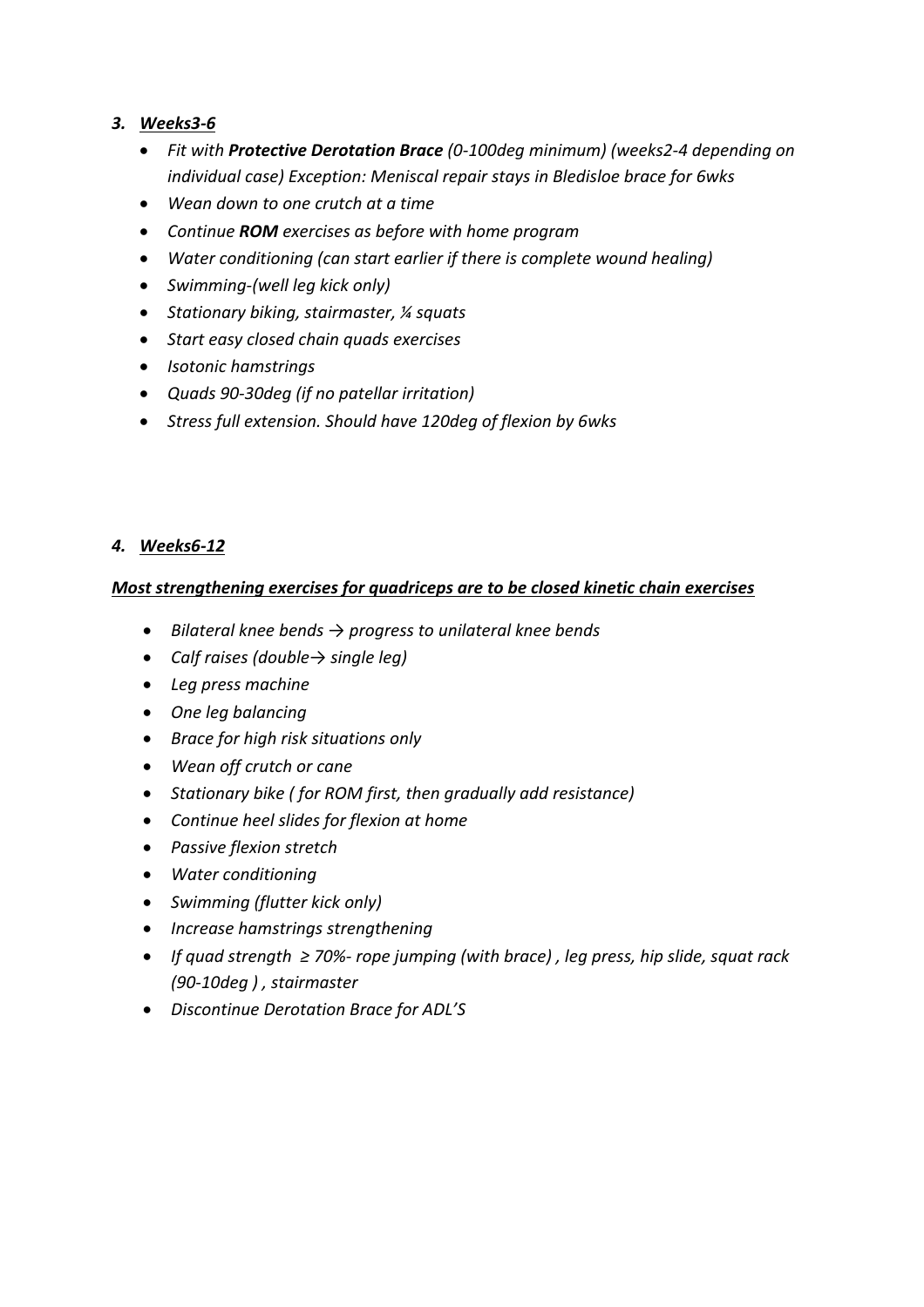### 3. ***Weeks3-6***

- *Fit with **Protective Derotation Brace** (0-100deg minimum) (weeks2-4 depending on individual case) Exception: Meniscal repair stays in Bledisloe brace for 6wks*
- *Wean down to one crutch at a time*
- *Continue **ROM** exercises as before with home program*
- *Water conditioning (can start earlier if there is complete wound healing)*
- *Swimming-(well leg kick only)*
- *Stationary biking, stairmaster, ¼ squats*
- *Start easy closed chain quads exercises*
- *Isotonic hamstrings*
- *Quads 90-30deg (if no patellar irritation)*
- *Stress full extension. Should have 120deg of flexion by 6wks*

### 4. ***Weeks6-12***

***Most strengthening exercises for quadriceps are to be closed kinetic chain exercises***

- *Bilateral knee bends → progress to unilateral knee bends*
- *Calf raises (double→ single leg)*
- *Leg press machine*
- *One leg balancing*
- *Brace for high risk situations only*
- *Wean off crutch or cane*
- *Stationary bike ( for ROM first, then gradually add resistance)*
- *Continue heel slides for flexion at home*
- *Passive flexion stretch*
- *Water conditioning*
- *Swimming (flutter kick only)*
- *Increase hamstrings strengthening*
- *If quad strength ≥ 70%- rope jumping (with brace) , leg press, hip slide, squat rack (90-10deg ) , stairmaster*
- *Discontinue Derotation Brace for ADL'S*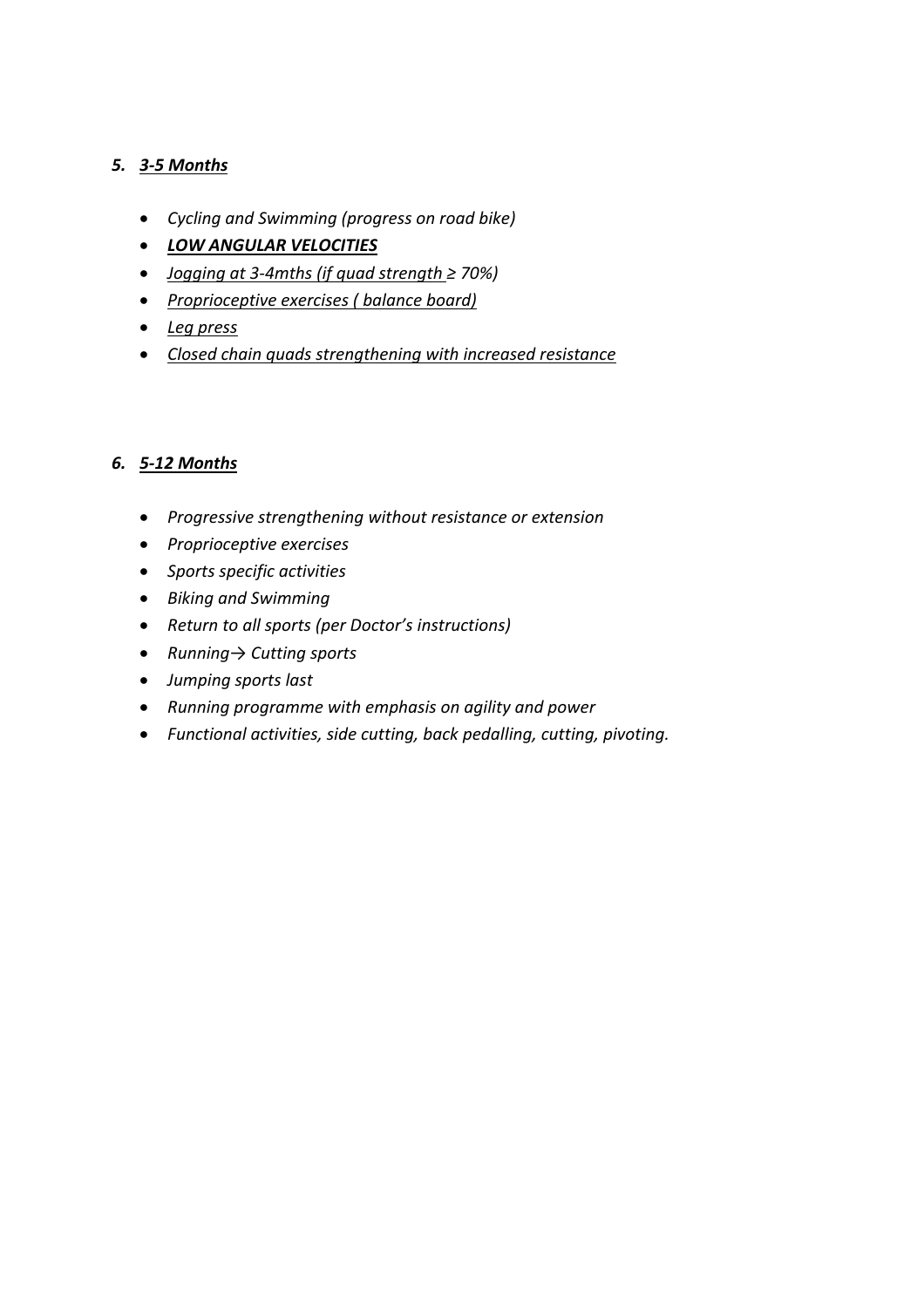### *5. <u>3-5 Months</u>*

- *Cycling and Swimming (progress on road bike)*
- ***<u>LOW ANGULAR VELOCITIES</u>***
- *<u>Jogging at 3-4mths (if quad strength </u>≥ 70%)*
- *<u>Proprioceptive exercises ( balance board)</u>*
- *<u>Leg press</u>*
- *<u>Closed chain quads strengthening with increased resistance</u>*

### *6. <u>5-12 Months</u>*

- *Progressive strengthening without resistance or extension*
- *Proprioceptive exercises*
- *Sports specific activities*
- *Biking and Swimming*
- *Return to all sports (per Doctor's instructions)*
- *Running→ Cutting sports*
- *Jumping sports last*
- *Running programme with emphasis on agility and power*
- *Functional activities, side cutting, back pedalling, cutting, pivoting.*